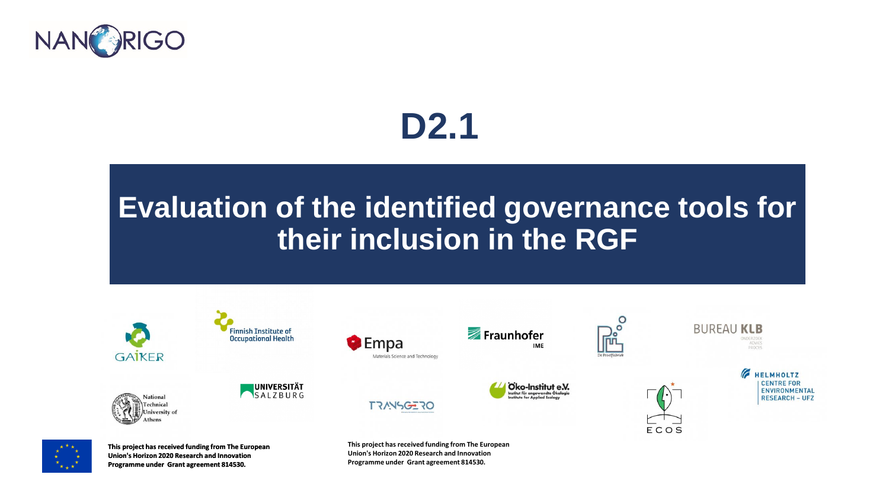NANORIGO

# D2.1

## Evaluation of the identified governance tools for their inclusion in the RGF

GAIKER

Finnish Institute of Occupational Health

Empa Materials Science and Technology

Fraunhofer IME

De Proeffabriek

BUREAU KLB ONDERZOEK ADVIES PROCES

HELMHOLTZ CENTRE FOR ENVIRONMENTAL RESEARCH – UFZ

National Technical University of Athens

UNIVERSITÄT SALZBURG

TRANSGERO

Öko-Institut e.V. Institut für angewandte Ökologie Institute for Applied Ecology

ECOS

**This project has received funding from The European Union's Horizon 2020 Research and Innovation Programme under Grant agreement 814530.**

**This project has received funding from The European Union's Horizon 2020 Research and Innovation Programme under Grant agreement 814530.**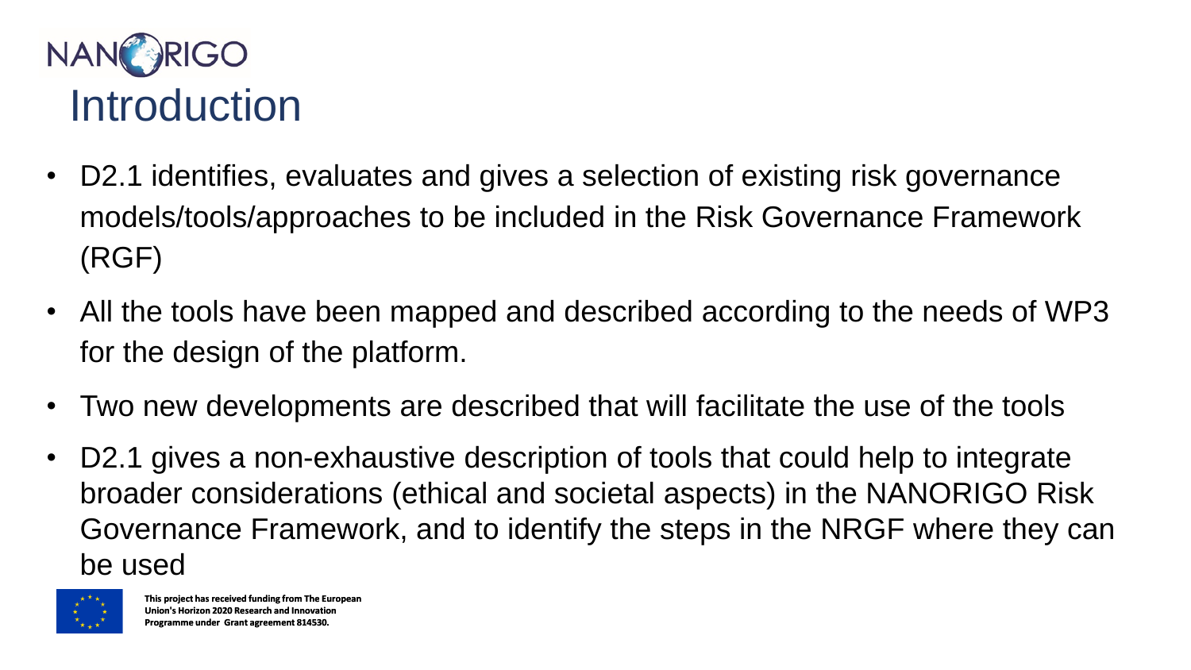# Introduction

- D2.1 identifies, evaluates and gives a selection of existing risk governance models/tools/approaches to be included in the Risk Governance Framework (RGF)
- All the tools have been mapped and described according to the needs of WP3 for the design of the platform.
- Two new developments are described that will facilitate the use of the tools
- D2.1 gives a non-exhaustive description of tools that could help to integrate broader considerations (ethical and societal aspects) in the NANORIGO Risk Governance Framework, and to identify the steps in the NRGF where they can be used

This project has received funding from The European Union's Horizon 2020 Research and Innovation Programme under Grant agreement 814530.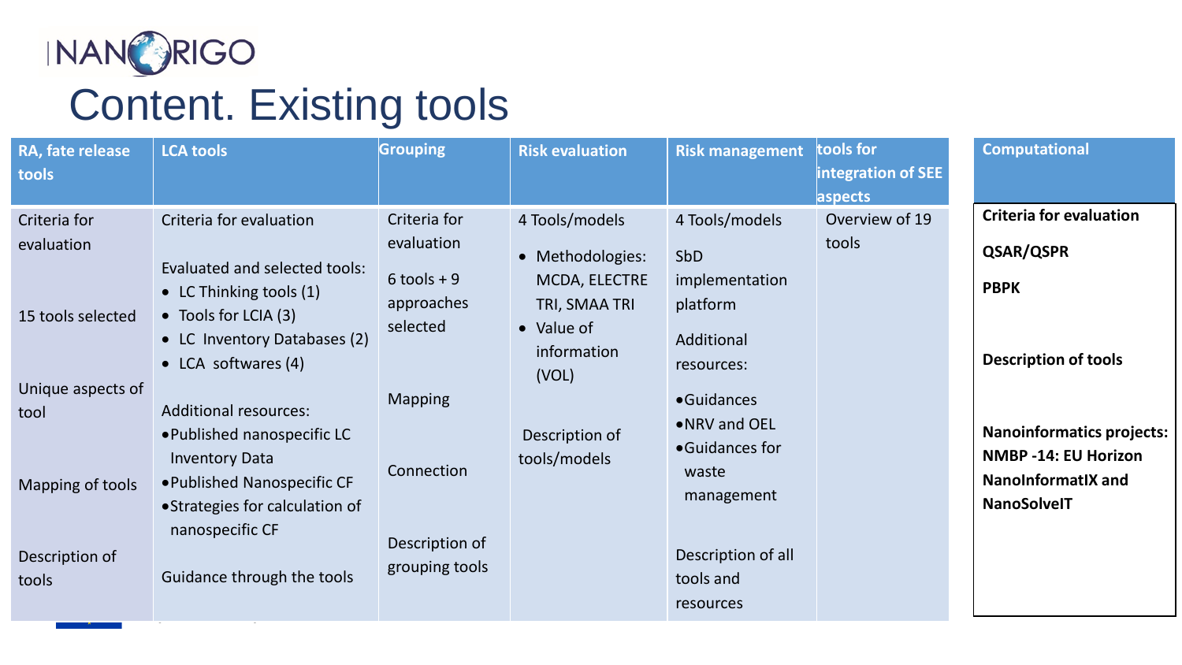# Content. Existing tools

| RA, fate release tools | LCA tools | Grouping | Risk evaluation | Risk management | tools for integration of SEE aspects | Computational |
|---|---|---|---|---|---|---|
| Criteria for evaluation<br><br>15 tools selected<br><br>Unique aspects of tool<br><br>Mapping of tools<br><br>Description of tools | Criteria for evaluation<br><br>Evaluated and selected tools:<br>• LC Thinking tools (1)<br>• Tools for LCIA (3)<br>• LC Inventory Databases (2)<br>• LCA softwares (4)<br><br>Additional resources:<br>• Published nanospecific LC Inventory Data<br>• Published Nanospecific CF<br>• Strategies for calculation of nanospecific CF<br><br>Guidance through the tools | Criteria for evaluation<br><br>6 tools + 9 approaches selected<br><br>Mapping<br><br>Connection<br><br>Description of grouping tools | 4 Tools/models<br>• Methodologies: MCDA, ELECTRE TRI, SMAA TRI<br>• Value of information (VOL)<br><br>Description of tools/models | 4 Tools/models<br><br>SbD implementation platform<br><br>Additional resources:<br>• Guidances<br>• NRV and OEL<br>• Guidances for waste management<br><br>Description of all tools and resources | Overview of 19 tools | **Criteria for evaluation**<br><br>**QSAR/QSPR**<br><br>**PBPK**<br><br>**Description of tools**<br><br>**Nanoinformatics projects: NMBP -14: EU Horizon NanoInformatIX and NanoSolveIT** |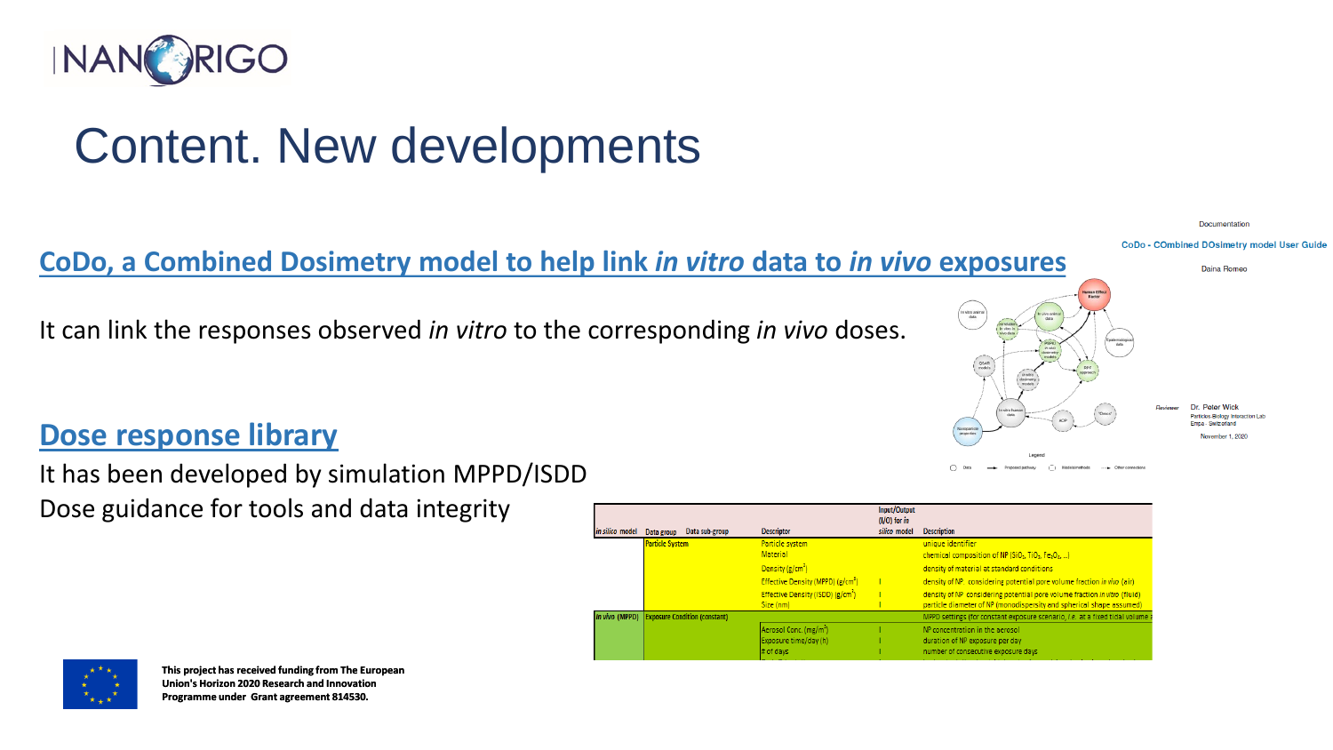# Content. New developments

## CoDo, a Combined Dosimetry model to help link *in vitro* data to *in vivo* exposures

It can link the responses observed *in vitro* to the corresponding *in vivo* doses.

Documentation

CoDo - COmbined DOsimetry model User Guide

Daina Romeo

Reviewer Dr. Peter Wick
Particles-Biology Interaction Lab
Empa - Switzerland

November 1, 2020

## Dose response library

It has been developed by simulation MPPD/ISDD

Dose guidance for tools and data integrity

| *in silico* model | Data group | Data sub-group | Descriptor | Input/Output (I/O) for *in silico* model | Description |
|---|---|---|---|---|---|
| | Particle System | | Particle system | | unique identifier |
| | | | Material | | chemical composition of NP ($SiO_2$, $TiO_2$, $Fe_3O_4$, ...) |
| | | | Density (g/cm$^3$) | | density of material at standard conditions |
| | | | Effective Density (MPPD) (g/cm$^3$) | I | density of NP considering potential pore volume fraction *in vivo* (air) |
| | | | Effective Density (ISDD) (g/cm$^3$) | I | density of NP considering potential pore volume fraction *in vitro* (fluid) |
| | | | Size (nm) | I | particle diameter of NP (monodispersity and spherical shape assumed) |
| *in vivo* (MPPD) | Exposure Condition (constant) | | | | MPPD settings (for constant exposure scenario, *i.e.* at a fixed tidal volume |
| | | | Aerosol Conc. (mg/m$^3$) | I | NP concentration in the aerosol |
| | | | Exposure time/day (h) | I | duration of NP exposure per day |
| | | | # of days | I | number of consecutive exposure days |

This project has received funding from The European Union's Horizon 2020 Research and Innovation Programme under Grant agreement 814530.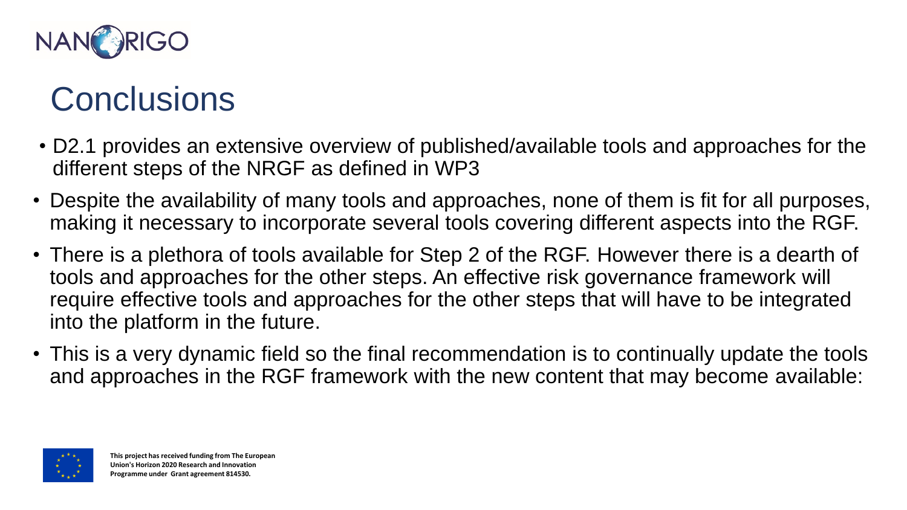NANORIGO

# Conclusions

- D2.1 provides an extensive overview of published/available tools and approaches for the different steps of the NRGF as defined in WP3
- Despite the availability of many tools and approaches, none of them is fit for all purposes, making it necessary to incorporate several tools covering different aspects into the RGF.
- There is a plethora of tools available for Step 2 of the RGF. However there is a dearth of tools and approaches for the other steps. An effective risk governance framework will require effective tools and approaches for the other steps that will have to be integrated into the platform in the future.
- This is a very dynamic field so the final recommendation is to continually update the tools and approaches in the RGF framework with the new content that may become available:

**This project has received funding from The European Union's Horizon 2020 Research and Innovation Programme under Grant agreement 814530.**